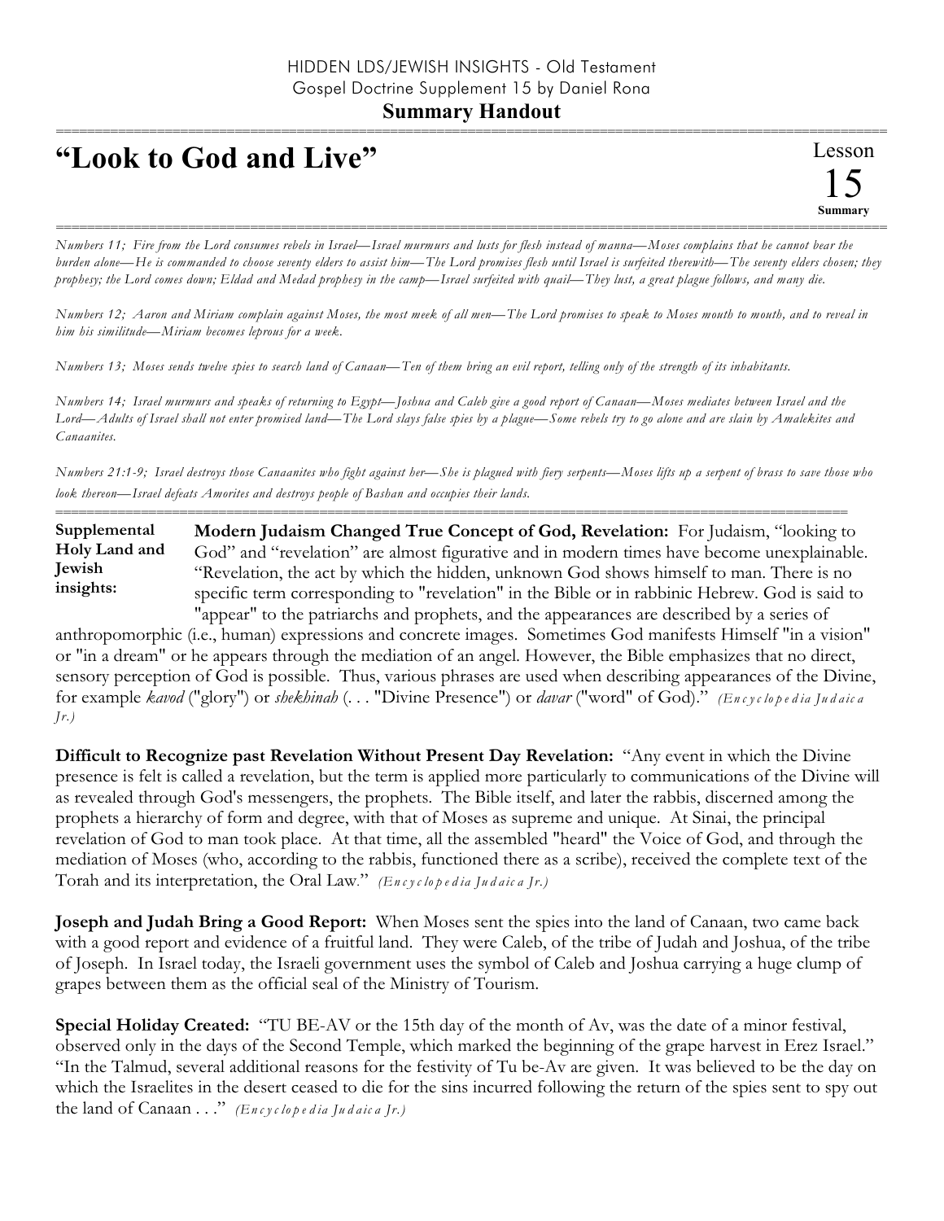HIDDEN LDS/JEWISH INSIGHTS - Old Testament
Gospel Doctrine Supplement 15 by Daniel Rona

**Summary Handout**

# "Look to God and Live"

Lesson 15 Summary

*Numbers 11; Fire from the Lord consumes rebels in Israel—Israel murmurs and lusts for flesh instead of manna—Moses complains that he cannot bear the burden alone—He is commanded to choose seventy elders to assist him—The Lord promises flesh until Israel is surfeited therewith—The seventy elders chosen; they prophesy; the Lord comes down; Eldad and Medad prophesy in the camp—Israel surfeited with quail—They lust, a great plague follows, and many die.*

*Numbers 12; Aaron and Miriam complain against Moses, the most meek of all men—The Lord promises to speak to Moses mouth to mouth, and to reveal in him his similitude—Miriam becomes leprous for a week.*

*Numbers 13; Moses sends twelve spies to search land of Canaan—Ten of them bring an evil report, telling only of the strength of its inhabitants.*

*Numbers 14; Israel murmurs and speaks of returning to Egypt—Joshua and Caleb give a good report of Canaan—Moses mediates between Israel and the Lord—Adults of Israel shall not enter promised land—The Lord slays false spies by a plague—Some rebels try to go alone and are slain by Amalekites and Canaanites.*

*Numbers 21:1-9; Israel destroys those Canaanites who fight against her—She is plagued with fiery serpents—Moses lifts up a serpent of brass to save those who look thereon—Israel defeats Amorites and destroys people of Bashan and occupies their lands.*

**Supplemental Holy Land and Jewish insights:**

**Modern Judaism Changed True Concept of God, Revelation:** For Judaism, "looking to God" and "revelation" are almost figurative and in modern times have become unexplainable. "Revelation, the act by which the hidden, unknown God shows himself to man. There is no specific term corresponding to "revelation" in the Bible or in rabbinic Hebrew. God is said to "appear" to the patriarchs and prophets, and the appearances are described by a series of anthropomorphic (i.e., human) expressions and concrete images. Sometimes God manifests Himself "in a vision" or "in a dream" or he appears through the mediation of an angel. However, the Bible emphasizes that no direct, sensory perception of God is possible. Thus, various phrases are used when describing appearances of the Divine, for example *kavod* ("glory") or *shekhinah* (. . . "Divine Presence") or *davar* ("word" of God)." *(Encyclopedia Judaica Jr.)*

**Difficult to Recognize past Revelation Without Present Day Revelation:** "Any event in which the Divine presence is felt is called a revelation, but the term is applied more particularly to communications of the Divine will as revealed through God's messengers, the prophets. The Bible itself, and later the rabbis, discerned among the prophets a hierarchy of form and degree, with that of Moses as supreme and unique. At Sinai, the principal revelation of God to man took place. At that time, all the assembled "heard" the Voice of God, and through the mediation of Moses (who, according to the rabbis, functioned there as a scribe), received the complete text of the Torah and its interpretation, the Oral Law." *(Encyclopedia Judaica Jr.)*

**Joseph and Judah Bring a Good Report:** When Moses sent the spies into the land of Canaan, two came back with a good report and evidence of a fruitful land. They were Caleb, of the tribe of Judah and Joshua, of the tribe of Joseph. In Israel today, the Israeli government uses the symbol of Caleb and Joshua carrying a huge clump of grapes between them as the official seal of the Ministry of Tourism.

**Special Holiday Created:** "TU BE-AV or the 15th day of the month of Av, was the date of a minor festival, observed only in the days of the Second Temple, which marked the beginning of the grape harvest in Erez Israel." "In the Talmud, several additional reasons for the festivity of Tu be-Av are given. It was believed to be the day on which the Israelites in the desert ceased to die for the sins incurred following the return of the spies sent to spy out the land of Canaan . . ." *(Encyclopedia Judaica Jr.)*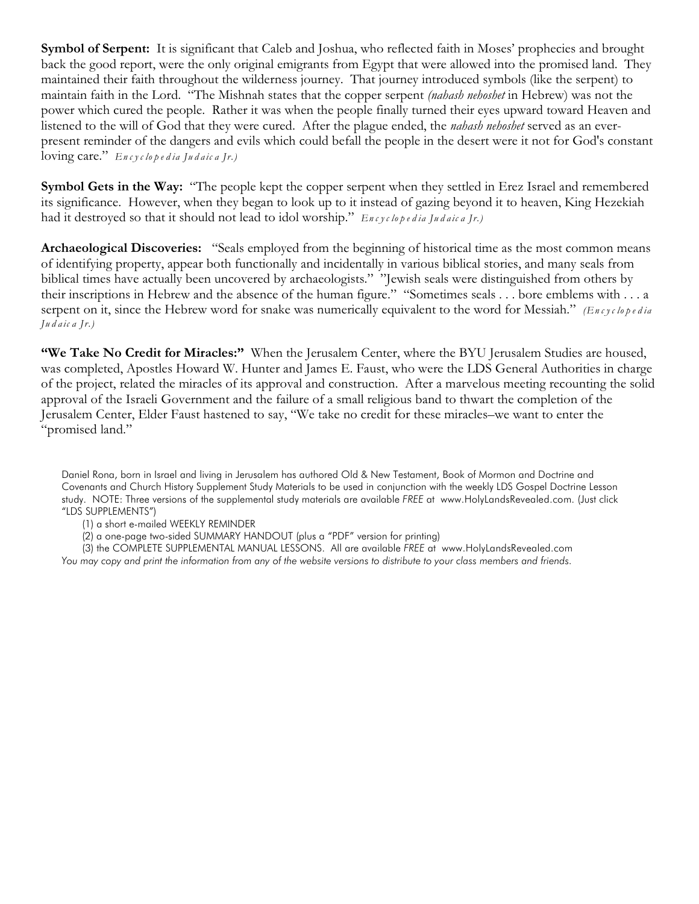**Symbol of Serpent:** It is significant that Caleb and Joshua, who reflected faith in Moses' prophecies and brought back the good report, were the only original emigrants from Egypt that were allowed into the promised land. They maintained their faith throughout the wilderness journey. That journey introduced symbols (like the serpent) to maintain faith in the Lord. "The Mishnah states that the copper serpent *(nahash nehoshet* in Hebrew) was not the power which cured the people. Rather it was when the people finally turned their eyes upward toward Heaven and listened to the will of God that they were cured. After the plague ended, the *nahash nehoshet* served as an ever-present reminder of the dangers and evils which could befall the people in the desert were it not for God's constant loving care." *Encyclopedia Judaica Jr.)*

**Symbol Gets in the Way:** "The people kept the copper serpent when they settled in Erez Israel and remembered its significance. However, when they began to look up to it instead of gazing beyond it to heaven, King Hezekiah had it destroyed so that it should not lead to idol worship." *Encyclopedia Judaica Jr.)*

**Archaeological Discoveries:** "Seals employed from the beginning of historical time as the most common means of identifying property, appear both functionally and incidentally in various biblical stories, and many seals from biblical times have actually been uncovered by archaeologists." "Jewish seals were distinguished from others by their inscriptions in Hebrew and the absence of the human figure." "Sometimes seals . . . bore emblems with . . . a serpent on it, since the Hebrew word for snake was numerically equivalent to the word for Messiah." *(Encyclopedia Judaica Jr.)*

**"We Take No Credit for Miracles:"** When the Jerusalem Center, where the BYU Jerusalem Studies are housed, was completed, Apostles Howard W. Hunter and James E. Faust, who were the LDS General Authorities in charge of the project, related the miracles of its approval and construction. After a marvelous meeting recounting the solid approval of the Israeli Government and the failure of a small religious band to thwart the completion of the Jerusalem Center, Elder Faust hastened to say, "We take no credit for these miracles–we want to enter the "promised land."

Daniel Rona, born in Israel and living in Jerusalem has authored Old & New Testament, Book of Mormon and Doctrine and Covenants and Church History Supplement Study Materials to be used in conjunction with the weekly LDS Gospel Doctrine Lesson study. NOTE: Three versions of the supplemental study materials are available *FREE* at www.HolyLandsRevealed.com. (Just click "LDS SUPPLEMENTS")

(1) a short e-mailed WEEKLY REMINDER

(2) a one-page two-sided SUMMARY HANDOUT (plus a "PDF" version for printing)

(3) the COMPLETE SUPPLEMENTAL MANUAL LESSONS. All are available *FREE* at www.HolyLandsRevealed.com

*You may copy and print the information from any of the website versions to distribute to your class members and friends.*